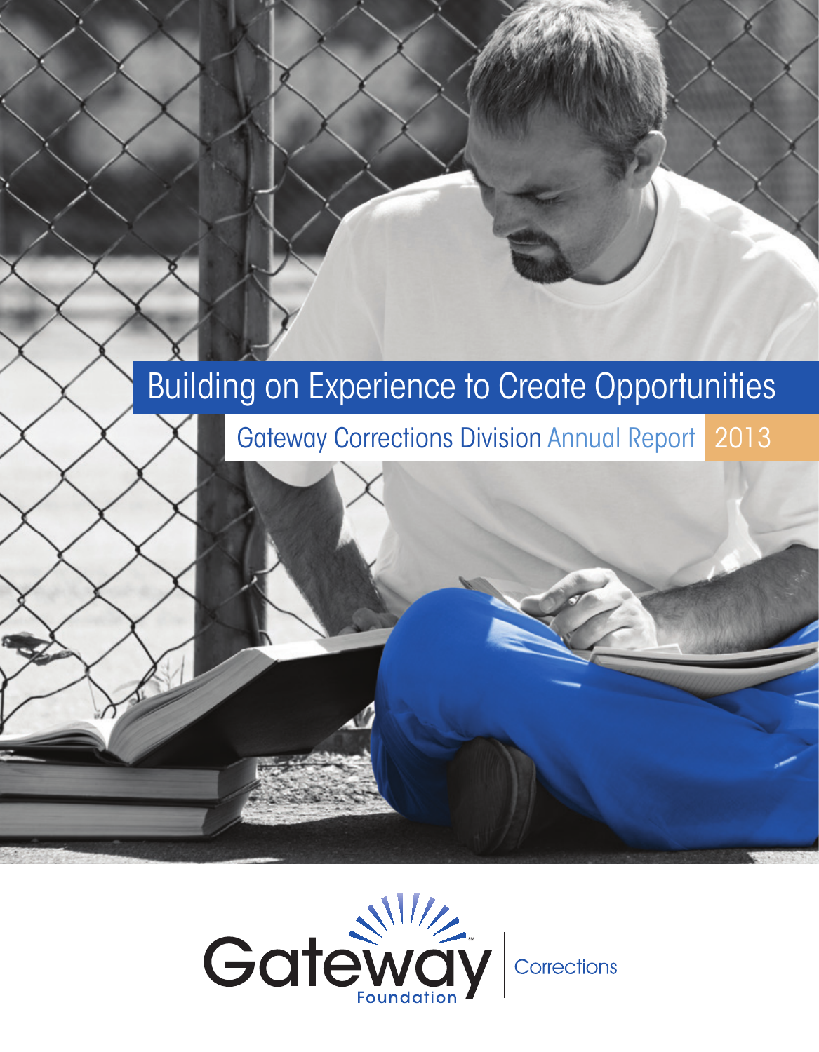# Building on Experience to Create Opportunities

## Gateway Corrections Division Annual Report 2013

Gateway Foundation

Corrections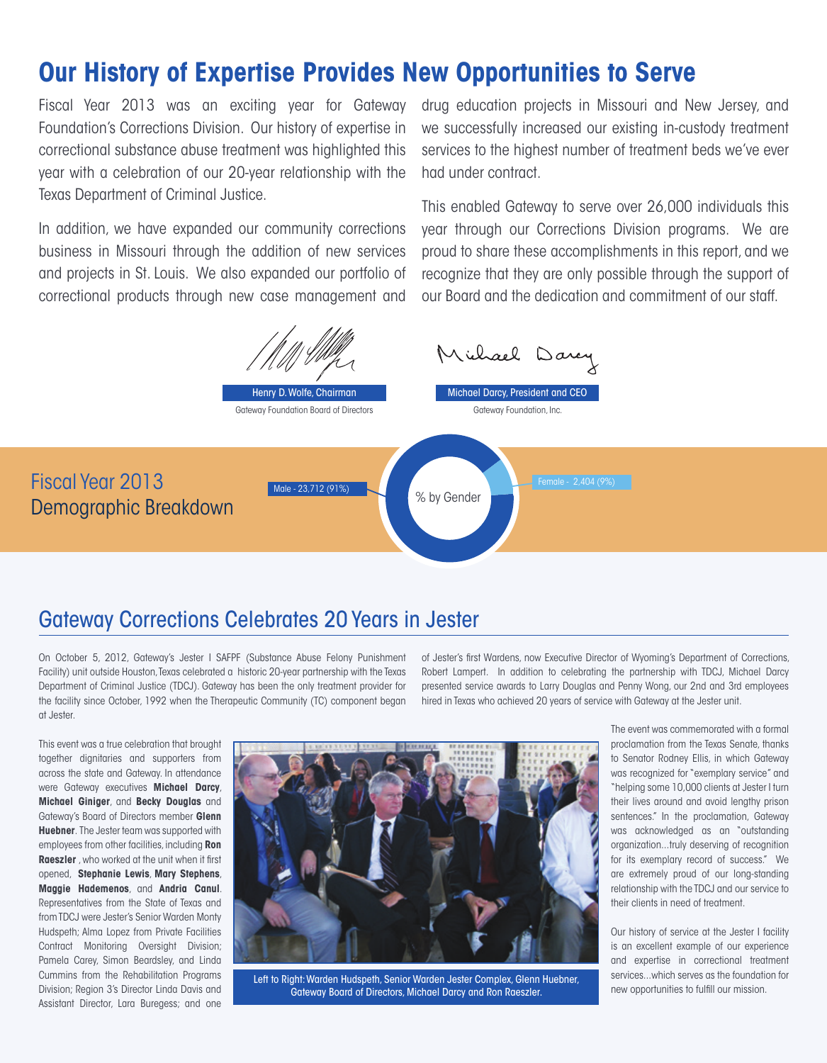# Our History of Expertise Provides New Opportunities to Serve

Fiscal Year 2013 was an exciting year for Gateway Foundation's Corrections Division. Our history of expertise in correctional substance abuse treatment was highlighted this year with a celebration of our 20-year relationship with the Texas Department of Criminal Justice.

In addition, we have expanded our community corrections business in Missouri through the addition of new services and projects in St. Louis. We also expanded our portfolio of correctional products through new case management and drug education projects in Missouri and New Jersey, and we successfully increased our existing in-custody treatment services to the highest number of treatment beds we've ever had under contract.

This enabled Gateway to serve over 26,000 individuals this year through our Corrections Division programs. We are proud to share these accomplishments in this report, and we recognize that they are only possible through the support of our Board and the dedication and commitment of our staff.

Henry D. Wolfe, Chairman
Gateway Foundation Board of Directors

Michael Darcy, President and CEO
Gateway Foundation, Inc.

## Fiscal Year 2013 Demographic Breakdown

% by Gender

- Male - 23,712 (91%)
- Female - 2,404 (9%)

## Gateway Corrections Celebrates 20 Years in Jester

On October 5, 2012, Gateway's Jester I SAFPF (Substance Abuse Felony Punishment Facility) unit outside Houston, Texas celebrated a historic 20-year partnership with the Texas Department of Criminal Justice (TDCJ). Gateway has been the only treatment provider for the facility since October, 1992 when the Therapeutic Community (TC) component began at Jester.

This event was a true celebration that brought together dignitaries and supporters from across the state and Gateway. In attendance were Gateway executives **Michael Darcy**, **Michael Giniger**, and **Becky Douglas** and Gateway's Board of Directors member **Glenn Huebner**. The Jester team was supported with employees from other facilities, including **Ron Raeszler** , who worked at the unit when it first opened, **Stephanie Lewis**, **Mary Stephens**, **Maggie Hademenos**, and **Andria Canul**. Representatives from the State of Texas and from TDCJ were Jester's Senior Warden Monty Hudspeth; Alma Lopez from Private Facilities Contract Monitoring Oversight Division; Pamela Carey, Simon Beardsley, and Linda Cummins from the Rehabilitation Programs Division; Region 3's Director Linda Davis and Assistant Director, Lara Buregess; and one of Jester's first Wardens, now Executive Director of Wyoming's Department of Corrections, Robert Lampert. In addition to celebrating the partnership with TDCJ, Michael Darcy presented service awards to Larry Douglas and Penny Wong, our 2nd and 3rd employees hired in Texas who achieved 20 years of service with Gateway at the Jester unit.

Left to Right: Warden Hudspeth, Senior Warden Jester Complex, Glenn Huebner, Gateway Board of Directors, Michael Darcy and Ron Raeszler.

The event was commemorated with a formal proclamation from the Texas Senate, thanks to Senator Rodney Ellis, in which Gateway was recognized for "exemplary service" and "helping some 10,000 clients at Jester I turn their lives around and avoid lengthy prison sentences." In the proclamation, Gateway was acknowledged as an "outstanding organization…truly deserving of recognition for its exemplary record of success." We are extremely proud of our long-standing relationship with the TDCJ and our service to their clients in need of treatment.

Our history of service at the Jester I facility is an excellent example of our experience and expertise in correctional treatment services…which serves as the foundation for new opportunities to fulfill our mission.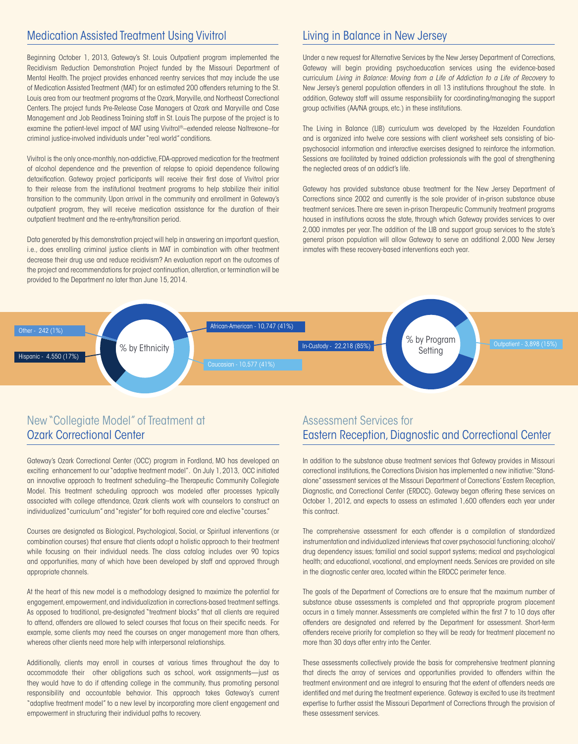## Medication Assisted Treatment Using Vivitrol

Beginning October 1, 2013, Gateway's St. Louis Outpatient program implemented the Recidivism Reduction Demonstration Project funded by the Missouri Department of Mental Health. The project provides enhanced reentry services that may include the use of Medication Assisted Treatment (MAT) for an estimated 200 offenders returning to the St. Louis area from our treatment programs at the Ozark, Maryville, and Northeast Correctional Centers. The project funds Pre-Release Case Managers at Ozark and Maryville and Case Management and Job Readiness Training staff in St. Louis The purpose of the project is to examine the patient-level impact of MAT using Vivitrol®--extended release Naltrexone--for criminal justice-involved individuals under "real world" conditions.

Vivitrol is the only once-monthly, non-addictive, FDA-approved medication for the treatment of alcohol dependence and the prevention of relapse to opioid dependence following detoxification. Gateway project participants will receive their first dose of Vivitrol prior to their release from the institutional treatment programs to help stabilize their initial transition to the community. Upon arrival in the community and enrollment in Gateway's outpatient program, they will receive medication assistance for the duration of their outpatient treatment and the re-entry/transition period.

Data generated by this demonstration project will help in answering an important question, i.e., does enrolling criminal justice clients in MAT in combination with other treatment decrease their drug use and reduce recidivism? An evaluation report on the outcomes of the project and recommendations for project continuation, alteration, or termination will be provided to the Department no later than June 15, 2014.

## Living in Balance in New Jersey

Under a new request for Alternative Services by the New Jersey Department of Corrections, Gateway will begin providing psychoeducation services using the evidence-based curriculum *Living in Balance: Moving from a Life of Addiction to a Life of Recovery* to New Jersey's general population offenders in all 13 institutions throughout the state. In addition, Gateway staff will assume responsibility for coordinating/managing the support group activities (AA/NA groups, etc.) in these institutions.

The Living in Balance (LIB) curriculum was developed by the Hazelden Foundation and is organized into twelve core sessions with client worksheet sets consisting of bio-psychosocial information and interactive exercises designed to reinforce the information. Sessions are facilitated by trained addiction professionals with the goal of strengthening the neglected areas of an addict's life.

Gateway has provided substance abuse treatment for the New Jersey Department of Corrections since 2002 and currently is the sole provider of in-prison substance abuse treatment services. There are seven in-prison Therapeutic Community treatment programs housed in institutions across the state, through which Gateway provides services to over 2,000 inmates per year. The addition of the LIB and support group services to the state's general prison population will allow Gateway to serve an additional 2,000 New Jersey inmates with these recovery-based interventions each year.

**% by Ethnicity**

| Ethnicity | Count (%) |
|---|---|
| African-American | 10,747 (41%) |
| Caucasian | 10,577 (41%) |
| Hispanic | 4,550 (17%) |
| Other | 242 (1%) |

**% by Program Setting**

| Program Setting | Count (%) |
|---|---|
| In-Custody | 22,218 (85%) |
| Outpatient | 3,898 (15%) |

## New "Collegiate Model" of Treatment at Ozark Correctional Center

Gateway's Ozark Correctional Center (OCC) program in Fordland, MO has developed an exciting enhancement to our "adaptive treatment model". On July 1, 2013, OCC initiated an innovative approach to treatment scheduling--the Therapeutic Community Collegiate Model. This treatment scheduling approach was modeled after processes typically associated with college attendance, Ozark clients work with counselors to construct an individualized "curriculum" and "register" for both required core and elective "courses."

Courses are designated as Biological, Psychological, Social, or Spiritual interventions (or combination courses) that ensure that clients adopt a holistic approach to their treatment while focusing on their individual needs. The class catalog includes over 90 topics and opportunities, many of which have been developed by staff and approved through appropriate channels.

At the heart of this new model is a methodology designed to maximize the potential for engagement, empowerment, and individualization in corrections-based treatment settings. As opposed to traditional, pre-designated "treatment blocks" that all clients are required to attend, offenders are allowed to select courses that focus on their specific needs. For example, some clients may need the courses on anger management more than others, whereas other clients need more help with interpersonal relationships.

Additionally, clients may enroll in courses at various times throughout the day to accommodate their other obligations such as school, work assignments—just as they would have to do if attending college in the community, thus promoting personal responsibility and accountable behavior. This approach takes Gateway's current "adaptive treatment model" to a new level by incorporating more client engagement and empowerment in structuring their individual paths to recovery.

## Assessment Services for Eastern Reception, Diagnostic and Correctional Center

In addition to the substance abuse treatment services that Gateway provides in Missouri correctional institutions, the Corrections Division has implemented a new initiative: "Stand-alone" assessment services at the Missouri Department of Corrections' Eastern Reception, Diagnostic, and Correctional Center (ERDCC). Gateway began offering these services on October 1, 2012, and expects to assess an estimated 1,600 offenders each year under this contract.

The comprehensive assessment for each offender is a compilation of standardized instrumentation and individualized interviews that cover psychosocial functioning; alcohol/drug dependency issues; familial and social support systems; medical and psychological health; and educational, vocational, and employment needs. Services are provided on site in the diagnostic center area, located within the ERDCC perimeter fence.

The goals of the Department of Corrections are to ensure that the maximum number of substance abuse assessments is completed and that appropriate program placement occurs in a timely manner. Assessments are completed within the first 7 to 10 days after offenders are designated and referred by the Department for assessment. Short-term offenders receive priority for completion so they will be ready for treatment placement no more than 30 days after entry into the Center.

These assessments collectively provide the basis for comprehensive treatment planning that directs the array of services and opportunities provided to offenders within the treatment environment and are integral to ensuring that the extent of offenders needs are identified and met during the treatment experience. Gateway is excited to use its treatment expertise to further assist the Missouri Department of Corrections through the provision of these assessment services.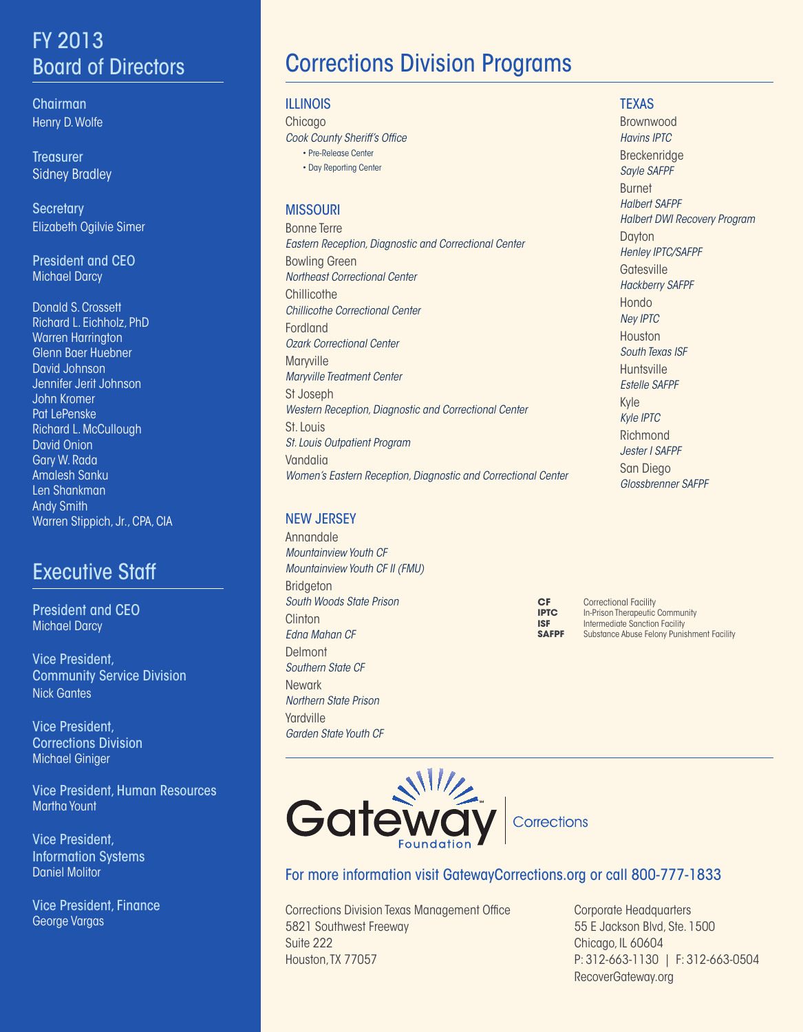## FY 2013 Board of Directors

Chairman
Henry D. Wolfe

Treasurer
Sidney Bradley

Secretary
Elizabeth Ogilvie Simer

President and CEO
Michael Darcy

Donald S. Crossett
Richard L. Eichholz, PhD
Warren Harrington
Glenn Baer Huebner
David Johnson
Jennifer Jerit Johnson
John Kromer
Pat LePenske
Richard L. McCullough
David Onion
Gary W. Rada
Amalesh Sanku
Len Shankman
Andy Smith
Warren Stippich, Jr., CPA, CIA

## Executive Staff

President and CEO
Michael Darcy

Vice President,
Community Service Division
Nick Gantes

Vice President,
Corrections Division
Michael Giniger

Vice President, Human Resources
Martha Yount

Vice President,
Information Systems
Daniel Molitor

Vice President, Finance
George Vargas

# Corrections Division Programs

### ILLINOIS

Chicago
*Cook County Sheriff's Office*
- Pre-Release Center
- Day Reporting Center

### MISSOURI

Bonne Terre
*Eastern Reception, Diagnostic and Correctional Center*

Bowling Green
*Northeast Correctional Center*

Chillicothe
*Chillicothe Correctional Center*

Fordland
*Ozark Correctional Center*

Maryville
*Maryville Treatment Center*

St Joseph
*Western Reception, Diagnostic and Correctional Center*

St. Louis
*St. Louis Outpatient Program*

Vandalia
*Women's Eastern Reception, Diagnostic and Correctional Center*

### NEW JERSEY

Annandale
*Mountainview Youth CF*
*Mountainview Youth CF II (FMU)*

Bridgeton
*South Woods State Prison*

Clinton
*Edna Mahan CF*

Delmont
*Southern State CF*

Newark
*Northern State Prison*

Yardville
*Garden State Youth CF*

### TEXAS

Brownwood
*Havins IPTC*

Breckenridge
*Sayle SAFPF*

Burnet
*Halbert SAFPF*
*Halbert DWI Recovery Program*

Dayton
*Henley IPTC/SAFPF*

Gatesville
*Hackberry SAFPF*

Hondo
*Ney IPTC*

Houston
*South Texas ISF*

Huntsville
*Estelle SAFPF*

Kyle
*Kyle IPTC*

Richmond
*Jester I SAFPF*

San Diego
*Glossbrenner SAFPF*

**CF** Correctional Facility
**IPTC** In-Prison Therapeutic Community
**ISF** Intermediate Sanction Facility
**SAFPF** Substance Abuse Felony Punishment Facility

Gateway Foundation | Corrections

For more information visit GatewayCorrections.org or call 800-777-1833

Corrections Division Texas Management Office
5821 Southwest Freeway
Suite 222
Houston, TX 77057

Corporate Headquarters
55 E Jackson Blvd, Ste. 1500
Chicago, IL 60604
P: 312-663-1130 | F: 312-663-0504
RecoverGateway.org